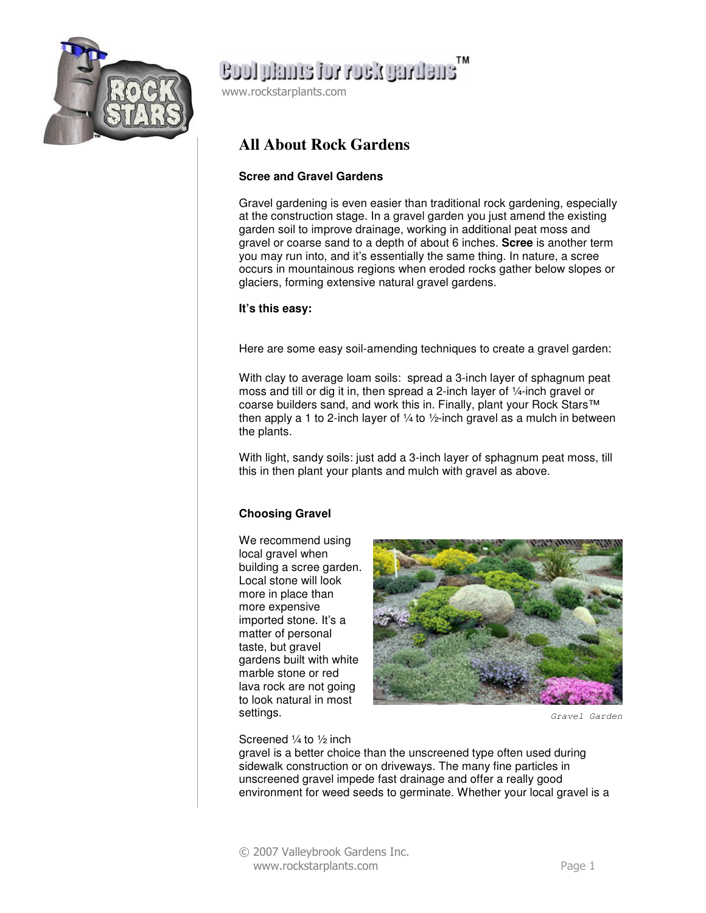# All About Rock Gardens

### Scree and Gravel Gardens

Gravel gardening is even easier than traditional rock gardening, especially at the construction stage. In a gravel garden you just amend the existing garden soil to improve drainage, working in additional peat moss and gravel or coarse sand to a depth of about 6 inches. **Scree** is another term you may run into, and it's essentially the same thing. In nature, a scree occurs in mountainous regions when eroded rocks gather below slopes or glaciers, forming extensive natural gravel gardens.

**It's this easy:**

Here are some easy soil-amending techniques to create a gravel garden:

With clay to average loam soils: spread a 3-inch layer of sphagnum peat moss and till or dig it in, then spread a 2-inch layer of ¼-inch gravel or coarse builders sand, and work this in. Finally, plant your Rock Stars™ then apply a 1 to 2-inch layer of ¼ to ½-inch gravel as a mulch in between the plants.

With light, sandy soils: just add a 3-inch layer of sphagnum peat moss, till this in then plant your plants and mulch with gravel as above.

### Choosing Gravel

We recommend using local gravel when building a scree garden. Local stone will look more in place than more expensive imported stone. It's a matter of personal taste, but gravel gardens built with white marble stone or red lava rock are not going to look natural in most settings.

Gravel Garden

Screened ¼ to ½ inch gravel is a better choice than the unscreened type often used during sidewalk construction or on driveways. The many fine particles in unscreened gravel impede fast drainage and offer a really good environment for weed seeds to germinate. Whether your local gravel is a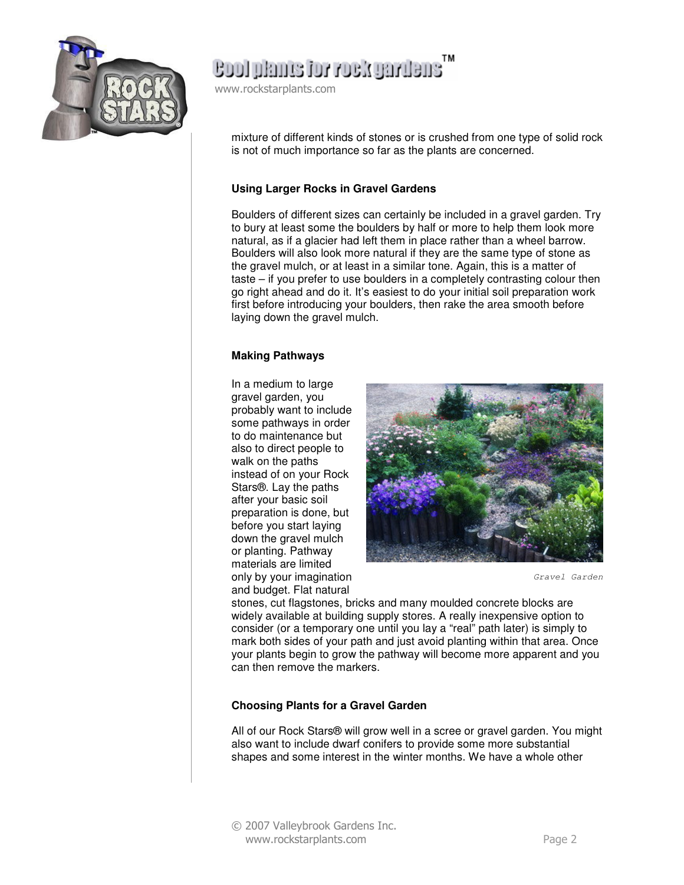mixture of different kinds of stones or is crushed from one type of solid rock is not of much importance so far as the plants are concerned.

**Using Larger Rocks in Gravel Gardens**

Boulders of different sizes can certainly be included in a gravel garden. Try to bury at least some the boulders by half or more to help them look more natural, as if a glacier had left them in place rather than a wheel barrow. Boulders will also look more natural if they are the same type of stone as the gravel mulch, or at least in a similar tone. Again, this is a matter of taste – if you prefer to use boulders in a completely contrasting colour then go right ahead and do it. It's easiest to do your initial soil preparation work first before introducing your boulders, then rake the area smooth before laying down the gravel mulch.

**Making Pathways**

In a medium to large gravel garden, you probably want to include some pathways in order to do maintenance but also to direct people to walk on the paths instead of on your Rock Stars®. Lay the paths after your basic soil preparation is done, but before you start laying down the gravel mulch or planting. Pathway materials are limited only by your imagination and budget. Flat natural stones, cut flagstones, bricks and many moulded concrete blocks are widely available at building supply stores. A really inexpensive option to consider (or a temporary one until you lay a "real" path later) is simply to mark both sides of your path and just avoid planting within that area. Once your plants begin to grow the pathway will become more apparent and you can then remove the markers.

Gravel Garden

**Choosing Plants for a Gravel Garden**

All of our Rock Stars® will grow well in a scree or gravel garden. You might also want to include dwarf conifers to provide some more substantial shapes and some interest in the winter months. We have a whole other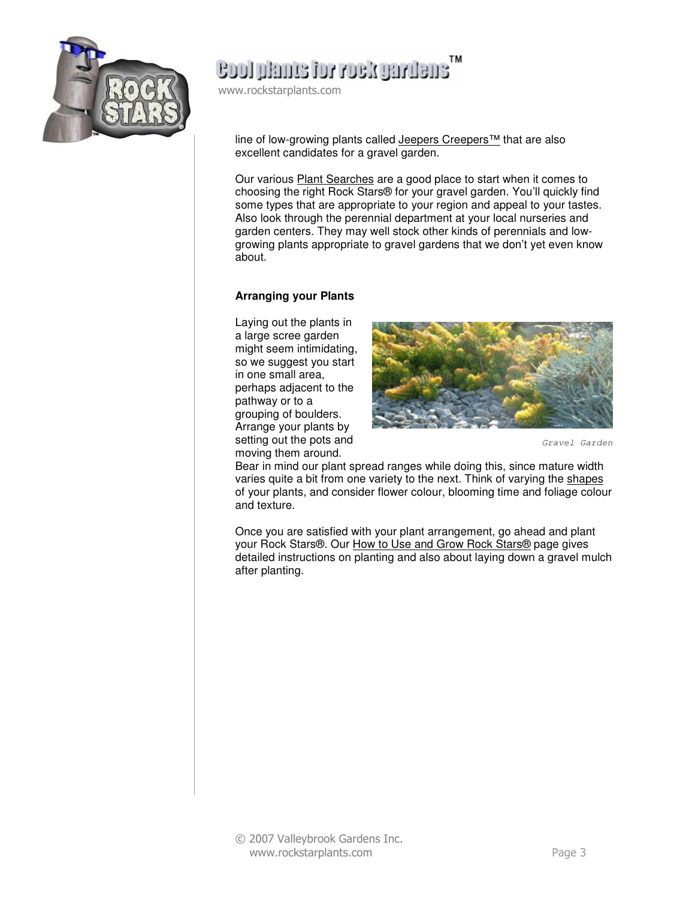line of low-growing plants called Jeepers Creepers™ that are also excellent candidates for a gravel garden.

Our various Plant Searches are a good place to start when it comes to choosing the right Rock Stars® for your gravel garden. You'll quickly find some types that are appropriate to your region and appeal to your tastes. Also look through the perennial department at your local nurseries and garden centers. They may well stock other kinds of perennials and low-growing plants appropriate to gravel gardens that we don't yet even know about.

**Arranging your Plants**

Laying out the plants in a large scree garden might seem intimidating, so we suggest you start in one small area, perhaps adjacent to the pathway or to a grouping of boulders. Arrange your plants by setting out the pots and moving them around. Bear in mind our plant spread ranges while doing this, since mature width varies quite a bit from one variety to the next. Think of varying the shapes of your plants, and consider flower colour, blooming time and foliage colour and texture.

Gravel Garden

Once you are satisfied with your plant arrangement, go ahead and plant your Rock Stars®. Our How to Use and Grow Rock Stars® page gives detailed instructions on planting and also about laying down a gravel mulch after planting.